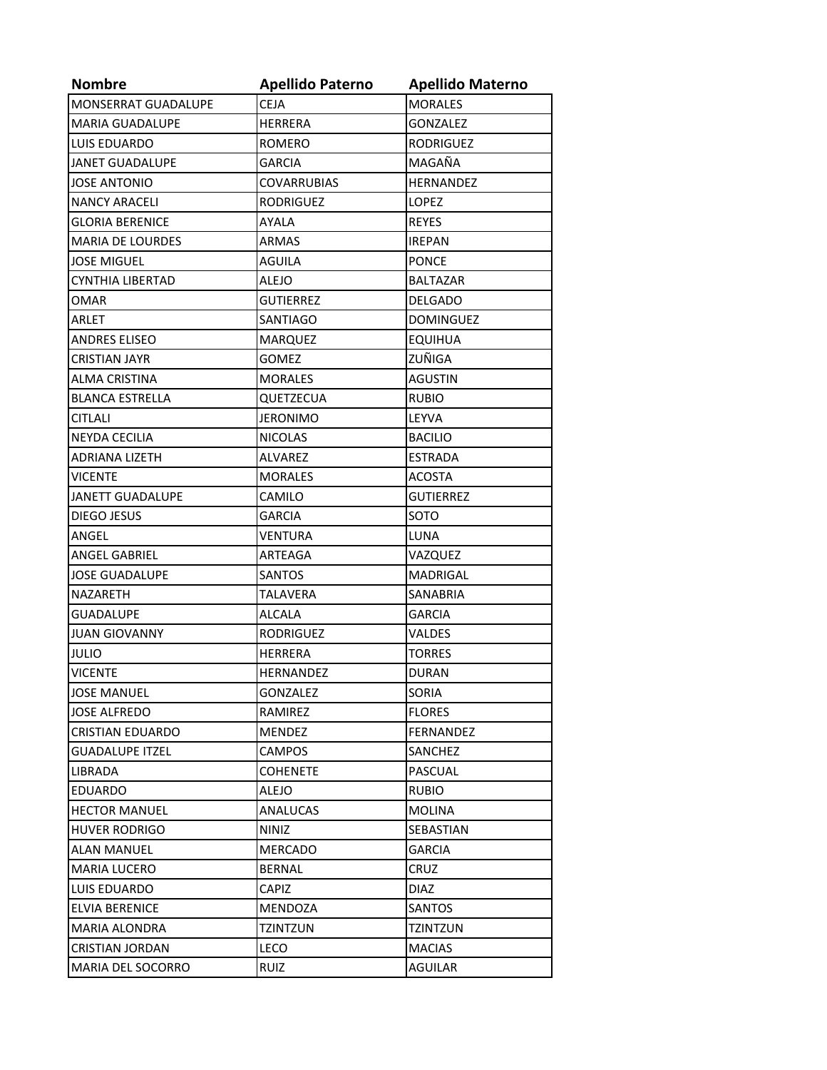| Nombre | Apellido Paterno | Apellido Materno |
|---|---|---|
| MONSERRAT GUADALUPE | CEJA | MORALES |
| MARIA GUADALUPE | HERRERA | GONZALEZ |
| LUIS EDUARDO | ROMERO | RODRIGUEZ |
| JANET GUADALUPE | GARCIA | MAGAÑA |
| JOSE ANTONIO | COVARRUBIAS | HERNANDEZ |
| NANCY ARACELI | RODRIGUEZ | LOPEZ |
| GLORIA BERENICE | AYALA | REYES |
| MARIA DE LOURDES | ARMAS | IREPAN |
| JOSE MIGUEL | AGUILA | PONCE |
| CYNTHIA LIBERTAD | ALEJO | BALTAZAR |
| OMAR | GUTIERREZ | DELGADO |
| ARLET | SANTIAGO | DOMINGUEZ |
| ANDRES ELISEO | MARQUEZ | EQUIHUA |
| CRISTIAN JAYR | GOMEZ | ZUÑIGA |
| ALMA CRISTINA | MORALES | AGUSTIN |
| BLANCA ESTRELLA | QUETZECUA | RUBIO |
| CITLALI | JERONIMO | LEYVA |
| NEYDA CECILIA | NICOLAS | BACILIO |
| ADRIANA LIZETH | ALVAREZ | ESTRADA |
| VICENTE | MORALES | ACOSTA |
| JANETT GUADALUPE | CAMILO | GUTIERREZ |
| DIEGO JESUS | GARCIA | SOTO |
| ANGEL | VENTURA | LUNA |
| ANGEL GABRIEL | ARTEAGA | VAZQUEZ |
| JOSE GUADALUPE | SANTOS | MADRIGAL |
| NAZARETH | TALAVERA | SANABRIA |
| GUADALUPE | ALCALA | GARCIA |
| JUAN GIOVANNY | RODRIGUEZ | VALDES |
| JULIO | HERRERA | TORRES |
| VICENTE | HERNANDEZ | DURAN |
| JOSE MANUEL | GONZALEZ | SORIA |
| JOSE ALFREDO | RAMIREZ | FLORES |
| CRISTIAN EDUARDO | MENDEZ | FERNANDEZ |
| GUADALUPE ITZEL | CAMPOS | SANCHEZ |
| LIBRADA | COHENETE | PASCUAL |
| EDUARDO | ALEJO | RUBIO |
| HECTOR MANUEL | ANALUCAS | MOLINA |
| HUVER RODRIGO | NINIZ | SEBASTIAN |
| ALAN MANUEL | MERCADO | GARCIA |
| MARIA LUCERO | BERNAL | CRUZ |
| LUIS EDUARDO | CAPIZ | DIAZ |
| ELVIA BERENICE | MENDOZA | SANTOS |
| MARIA ALONDRA | TZINTZUN | TZINTZUN |
| CRISTIAN JORDAN | LECO | MACIAS |
| MARIA DEL SOCORRO | RUIZ | AGUILAR |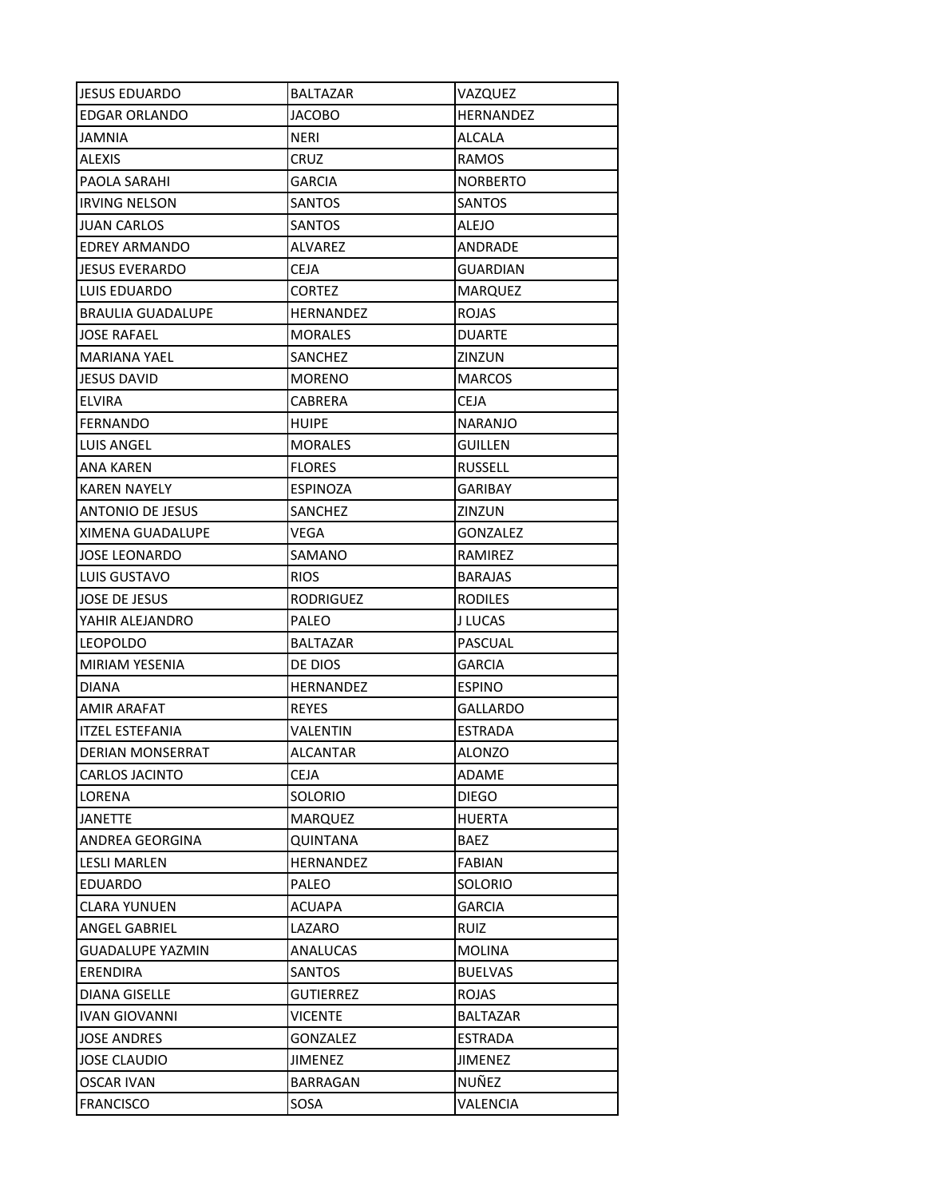| | | |
|---|---|---|
| JESUS EDUARDO | BALTAZAR | VAZQUEZ |
| EDGAR ORLANDO | JACOBO | HERNANDEZ |
| JAMNIA | NERI | ALCALA |
| ALEXIS | CRUZ | RAMOS |
| PAOLA SARAHI | GARCIA | NORBERTO |
| IRVING NELSON | SANTOS | SANTOS |
| JUAN CARLOS | SANTOS | ALEJO |
| EDREY ARMANDO | ALVAREZ | ANDRADE |
| JESUS EVERARDO | CEJA | GUARDIAN |
| LUIS EDUARDO | CORTEZ | MARQUEZ |
| BRAULIA GUADALUPE | HERNANDEZ | ROJAS |
| JOSE RAFAEL | MORALES | DUARTE |
| MARIANA YAEL | SANCHEZ | ZINZUN |
| JESUS DAVID | MORENO | MARCOS |
| ELVIRA | CABRERA | CEJA |
| FERNANDO | HUIPE | NARANJO |
| LUIS ANGEL | MORALES | GUILLEN |
| ANA KAREN | FLORES | RUSSELL |
| KAREN NAYELY | ESPINOZA | GARIBAY |
| ANTONIO DE JESUS | SANCHEZ | ZINZUN |
| XIMENA GUADALUPE | VEGA | GONZALEZ |
| JOSE LEONARDO | SAMANO | RAMIREZ |
| LUIS GUSTAVO | RIOS | BARAJAS |
| JOSE DE JESUS | RODRIGUEZ | RODILES |
| YAHIR ALEJANDRO | PALEO | J LUCAS |
| LEOPOLDO | BALTAZAR | PASCUAL |
| MIRIAM YESENIA | DE DIOS | GARCIA |
| DIANA | HERNANDEZ | ESPINO |
| AMIR ARAFAT | REYES | GALLARDO |
| ITZEL ESTEFANIA | VALENTIN | ESTRADA |
| DERIAN MONSERRAT | ALCANTAR | ALONZO |
| CARLOS JACINTO | CEJA | ADAME |
| LORENA | SOLORIO | DIEGO |
| JANETTE | MARQUEZ | HUERTA |
| ANDREA GEORGINA | QUINTANA | BAEZ |
| LESLI MARLEN | HERNANDEZ | FABIAN |
| EDUARDO | PALEO | SOLORIO |
| CLARA YUNUEN | ACUAPA | GARCIA |
| ANGEL GABRIEL | LAZARO | RUIZ |
| GUADALUPE YAZMIN | ANALUCAS | MOLINA |
| ERENDIRA | SANTOS | BUELVAS |
| DIANA GISELLE | GUTIERREZ | ROJAS |
| IVAN GIOVANNI | VICENTE | BALTAZAR |
| JOSE ANDRES | GONZALEZ | ESTRADA |
| JOSE CLAUDIO | JIMENEZ | JIMENEZ |
| OSCAR IVAN | BARRAGAN | NUÑEZ |
| FRANCISCO | SOSA | VALENCIA |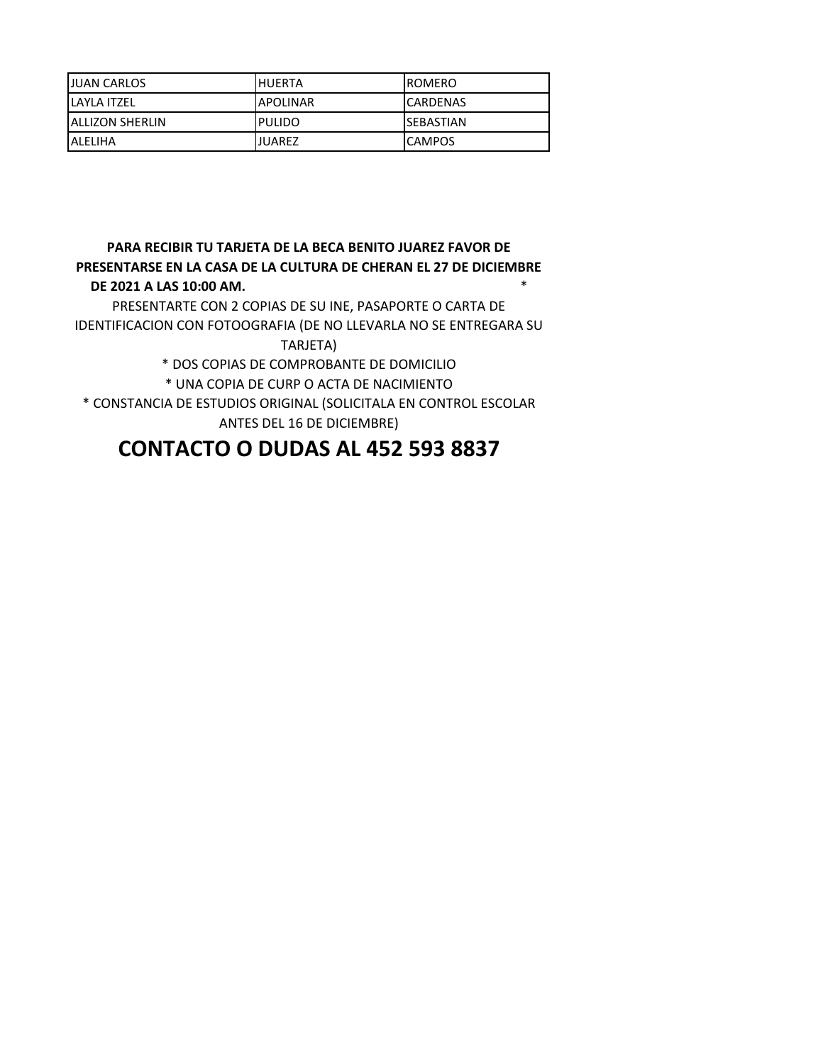| | | |
|---|---|---|
| JUAN CARLOS | HUERTA | ROMERO |
| LAYLA ITZEL | APOLINAR | CARDENAS |
| ALLIZON SHERLIN | PULIDO | SEBASTIAN |
| ALELIHA | JUAREZ | CAMPOS |

**PARA RECIBIR TU TARJETA DE LA BECA BENITO JUAREZ FAVOR DE PRESENTARSE EN LA CASA DE LA CULTURA DE CHERAN EL 27 DE DICIEMBRE DE 2021 A LAS 10:00 AM.** *

PRESENTARTE CON 2 COPIAS DE SU INE, PASAPORTE O CARTA DE IDENTIFICACION CON FOTOOGRAFIA (DE NO LLEVARLA NO SE ENTREGARA SU TARJETA)

* DOS COPIAS DE COMPROBANTE DE DOMICILIO
* UNA COPIA DE CURP O ACTA DE NACIMIENTO
* CONSTANCIA DE ESTUDIOS ORIGINAL (SOLICITALA EN CONTROL ESCOLAR ANTES DEL 16 DE DICIEMBRE)

## CONTACTO O DUDAS AL 452 593 8837